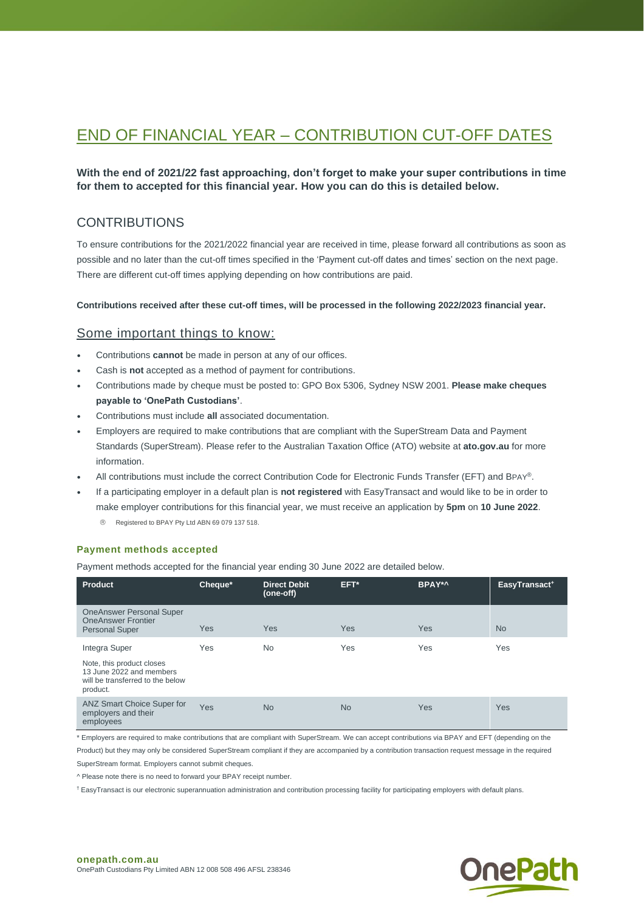# END OF FINANCIAL YEAR – CONTRIBUTION CUT-OFF DATES

**With the end of 2021/22 fast approaching, don't forget to make your super contributions in time for them to accepted for this financial year. How you can do this is detailed below.**

## CONTRIBUTIONS

To ensure contributions for the 2021/2022 financial year are received in time, please forward all contributions as soon as possible and no later than the cut-off times specified in the 'Payment cut-off dates and times' section on the next page. There are different cut-off times applying depending on how contributions are paid.

**Contributions received after these cut-off times, will be processed in the following 2022/2023 financial year.**

### Some important things to know:

- Contributions **cannot** be made in person at any of our offices.
- Cash is **not** accepted as a method of payment for contributions.
- Contributions made by cheque must be posted to: GPO Box 5306, Sydney NSW 2001. **Please make cheques payable to 'OnePath Custodians'**.
- Contributions must include **all** associated documentation.
- Employers are required to make contributions that are compliant with the SuperStream Data and Payment Standards (SuperStream). Please refer to the Australian Taxation Office (ATO) website at **ato.gov.au** for more information.
- All contributions must include the correct Contribution Code for Electronic Funds Transfer (EFT) and BPAY®.
- If a participating employer in a default plan is **not registered** with EasyTransact and would like to be in order to make employer contributions for this financial year, we must receive an application by **5pm** on **10 June 2022**.

® Registered to BPAY Pty Ltd ABN 69 079 137 518.

#### Payment methods accepted

Payment methods accepted for the financial year ending 30 June 2022 are detailed below.

| Product | Cheque* | Direct Debit (one-off) | EFT* | BPAY*^ | EasyTransact† |
|---|---|---|---|---|---|
| OneAnswer Personal Super OneAnswer Frontier Personal Super | Yes | Yes | Yes | Yes | No |
| Integra Super<br><br>Note, this product closes 13 June 2022 and members will be transferred to the below product. | Yes | No | Yes | Yes | Yes |
| ANZ Smart Choice Super for employers and their employees | Yes | No | No | Yes | Yes |

\* Employers are required to make contributions that are compliant with SuperStream. We can accept contributions via BPAY and EFT (depending on the Product) but they may only be considered SuperStream compliant if they are accompanied by a contribution transaction request message in the required SuperStream format. Employers cannot submit cheques.

^ Please note there is no need to forward your BPAY receipt number.

† EasyTransact is our electronic superannuation administration and contribution processing facility for participating employers with default plans.

**onepath.com.au**
OnePath Custodians Pty Limited ABN 12 008 508 496 AFSL 238346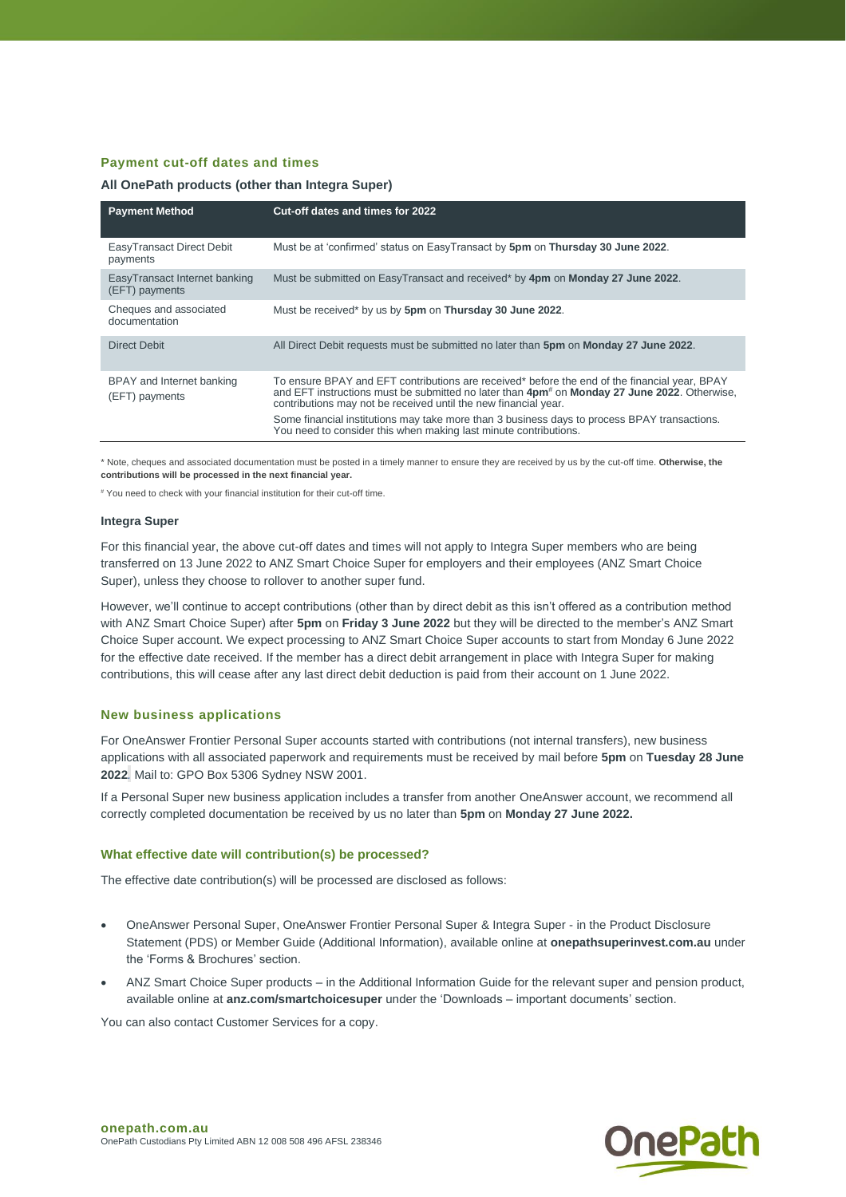## Payment cut-off dates and times

### All OnePath products (other than Integra Super)

| Payment Method | Cut-off dates and times for 2022 |
|---|---|
| EasyTransact Direct Debit payments | Must be at 'confirmed' status on EasyTransact by **5pm** on **Thursday 30 June 2022**. |
| EasyTransact Internet banking (EFT) payments | Must be submitted on EasyTransact and received* by **4pm** on **Monday 27 June 2022**. |
| Cheques and associated documentation | Must be received* by us by **5pm** on **Thursday 30 June 2022**. |
| Direct Debit | All Direct Debit requests must be submitted no later than **5pm** on **Monday 27 June 2022**. |
| BPAY and Internet banking (EFT) payments | To ensure BPAY and EFT contributions are received* before the end of the financial year, BPAY and EFT instructions must be submitted no later than **4pm**# on **Monday 27 June 2022**. Otherwise, contributions may not be received until the new financial year. Some financial institutions may take more than 3 business days to process BPAY transactions. You need to consider this when making last minute contributions. |

* Note, cheques and associated documentation must be posted in a timely manner to ensure they are received by us by the cut-off time. **Otherwise, the contributions will be processed in the next financial year.**

# You need to check with your financial institution for their cut-off time.

### Integra Super

For this financial year, the above cut-off dates and times will not apply to Integra Super members who are being transferred on 13 June 2022 to ANZ Smart Choice Super for employers and their employees (ANZ Smart Choice Super), unless they choose to rollover to another super fund.

However, we'll continue to accept contributions (other than by direct debit as this isn't offered as a contribution method with ANZ Smart Choice Super) after **5pm** on **Friday 3 June 2022** but they will be directed to the member's ANZ Smart Choice Super account. We expect processing to ANZ Smart Choice Super accounts to start from Monday 6 June 2022 for the effective date received. If the member has a direct debit arrangement in place with Integra Super for making contributions, this will cease after any last direct debit deduction is paid from their account on 1 June 2022.

## New business applications

For OneAnswer Frontier Personal Super accounts started with contributions (not internal transfers), new business applications with all associated paperwork and requirements must be received by mail before **5pm** on **Tuesday 28 June 2022**. Mail to: GPO Box 5306 Sydney NSW 2001.

If a Personal Super new business application includes a transfer from another OneAnswer account, we recommend all correctly completed documentation be received by us no later than **5pm** on **Monday 27 June 2022.**

## What effective date will contribution(s) be processed?

The effective date contribution(s) will be processed are disclosed as follows:

- OneAnswer Personal Super, OneAnswer Frontier Personal Super & Integra Super - in the Product Disclosure Statement (PDS) or Member Guide (Additional Information), available online at **onepathsuperinvest.com.au** under the 'Forms & Brochures' section.
- ANZ Smart Choice Super products – in the Additional Information Guide for the relevant super and pension product, available online at **anz.com/smartchoicesuper** under the 'Downloads – important documents' section.

You can also contact Customer Services for a copy.

**onepath.com.au**
OnePath Custodians Pty Limited ABN 12 008 508 496 AFSL 238346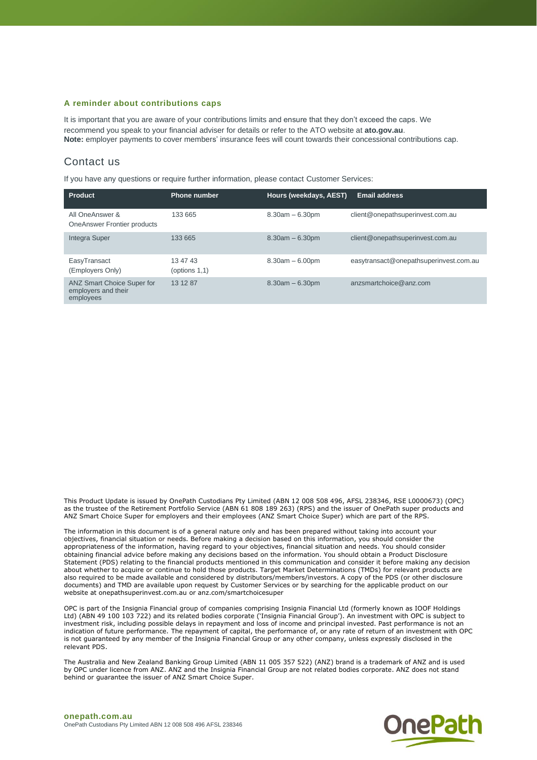### A reminder about contributions caps

It is important that you are aware of your contributions limits and ensure that they don't exceed the caps. We recommend you speak to your financial adviser for details or refer to the ATO website at **ato.gov.au**.
**Note:** employer payments to cover members' insurance fees will count towards their concessional contributions cap.

## Contact us

If you have any questions or require further information, please contact Customer Services:

| Product | Phone number | Hours (weekdays, AEST) | Email address |
|---|---|---|---|
| All OneAnswer & OneAnswer Frontier products | 133 665 | 8.30am – 6.30pm | client@onepathsuperinvest.com.au |
| Integra Super | 133 665 | 8.30am – 6.30pm | client@onepathsuperinvest.com.au |
| EasyTransact (Employers Only) | 13 47 43 (options 1,1) | 8.30am – 6.00pm | easytransact@onepathsuperinvest.com.au |
| ANZ Smart Choice Super for employers and their employees | 13 12 87 | 8.30am – 6.30pm | anzsmartchoice@anz.com |

This Product Update is issued by OnePath Custodians Pty Limited (ABN 12 008 508 496, AFSL 238346, RSE L0000673) (OPC) as the trustee of the Retirement Portfolio Service (ABN 61 808 189 263) (RPS) and the issuer of OnePath super products and ANZ Smart Choice Super for employers and their employees (ANZ Smart Choice Super) which are part of the RPS.

The information in this document is of a general nature only and has been prepared without taking into account your objectives, financial situation or needs. Before making a decision based on this information, you should consider the appropriateness of the information, having regard to your objectives, financial situation and needs. You should consider obtaining financial advice before making any decisions based on the information. You should obtain a Product Disclosure Statement (PDS) relating to the financial products mentioned in this communication and consider it before making any decision about whether to acquire or continue to hold those products. Target Market Determinations (TMDs) for relevant products are also required to be made available and considered by distributors/members/investors. A copy of the PDS (or other disclosure documents) and TMD are available upon request by Customer Services or by searching for the applicable product on our website at onepathsuperinvest.com.au or anz.com/smartchoicesuper

OPC is part of the Insignia Financial group of companies comprising Insignia Financial Ltd (formerly known as IOOF Holdings Ltd) (ABN 49 100 103 722) and its related bodies corporate ('Insignia Financial Group'). An investment with OPC is subject to investment risk, including possible delays in repayment and loss of income and principal invested. Past performance is not an indication of future performance. The repayment of capital, the performance of, or any rate of return of an investment with OPC is not guaranteed by any member of the Insignia Financial Group or any other company, unless expressly disclosed in the relevant PDS.

The Australia and New Zealand Banking Group Limited (ABN 11 005 357 522) (ANZ) brand is a trademark of ANZ and is used by OPC under licence from ANZ. ANZ and the Insignia Financial Group are not related bodies corporate. ANZ does not stand behind or guarantee the issuer of ANZ Smart Choice Super.

**onepath.com.au**
OnePath Custodians Pty Limited ABN 12 008 508 496 AFSL 238346

OnePath